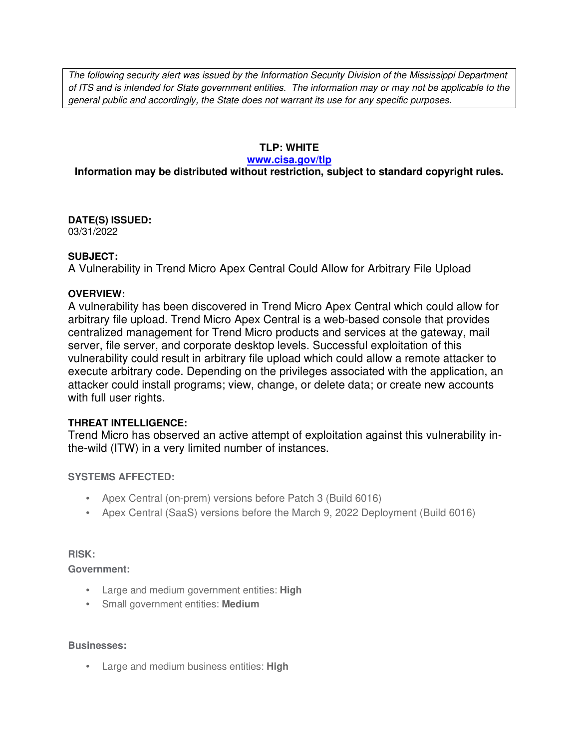*The following security alert was issued by the Information Security Division of the Mississippi Department of ITS and is intended for State government entities. The information may or may not be applicable to the general public and accordingly, the State does not warrant its use for any specific purposes.*

**TLP: WHITE**

**[www.cisa.gov/tlp](www.cisa.gov/tlp)**

**Information may be distributed without restriction, subject to standard copyright rules.**

**DATE(S) ISSUED:**
03/31/2022

**SUBJECT:**
A Vulnerability in Trend Micro Apex Central Could Allow for Arbitrary File Upload

**OVERVIEW:**
A vulnerability has been discovered in Trend Micro Apex Central which could allow for arbitrary file upload. Trend Micro Apex Central is a web-based console that provides centralized management for Trend Micro products and services at the gateway, mail server, file server, and corporate desktop levels. Successful exploitation of this vulnerability could result in arbitrary file upload which could allow a remote attacker to execute arbitrary code. Depending on the privileges associated with the application, an attacker could install programs; view, change, or delete data; or create new accounts with full user rights.

**THREAT INTELLIGENCE:**
Trend Micro has observed an active attempt of exploitation against this vulnerability in-the-wild (ITW) in a very limited number of instances.

**SYSTEMS AFFECTED:**

- Apex Central (on-prem) versions before Patch 3 (Build 6016)
- Apex Central (SaaS) versions before the March 9, 2022 Deployment (Build 6016)

**RISK:**

**Government:**

- Large and medium government entities: **High**
- Small government entities: **Medium**

**Businesses:**

- Large and medium business entities: **High**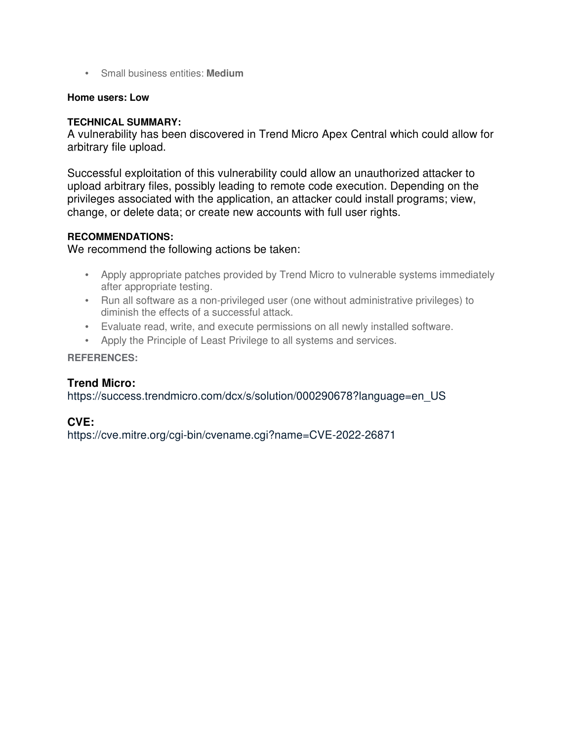- Small business entities: **Medium**

**Home users: Low**

**TECHNICAL SUMMARY:**

A vulnerability has been discovered in Trend Micro Apex Central which could allow for arbitrary file upload.

Successful exploitation of this vulnerability could allow an unauthorized attacker to upload arbitrary files, possibly leading to remote code execution. Depending on the privileges associated with the application, an attacker could install programs; view, change, or delete data; or create new accounts with full user rights.

**RECOMMENDATIONS:**

We recommend the following actions be taken:

- Apply appropriate patches provided by Trend Micro to vulnerable systems immediately after appropriate testing.
- Run all software as a non-privileged user (one without administrative privileges) to diminish the effects of a successful attack.
- Evaluate read, write, and execute permissions on all newly installed software.
- Apply the Principle of Least Privilege to all systems and services.

**REFERENCES:**

### Trend Micro:

https://success.trendmicro.com/dcx/s/solution/000290678?language=en_US

### CVE:

https://cve.mitre.org/cgi-bin/cvename.cgi?name=CVE-2022-26871